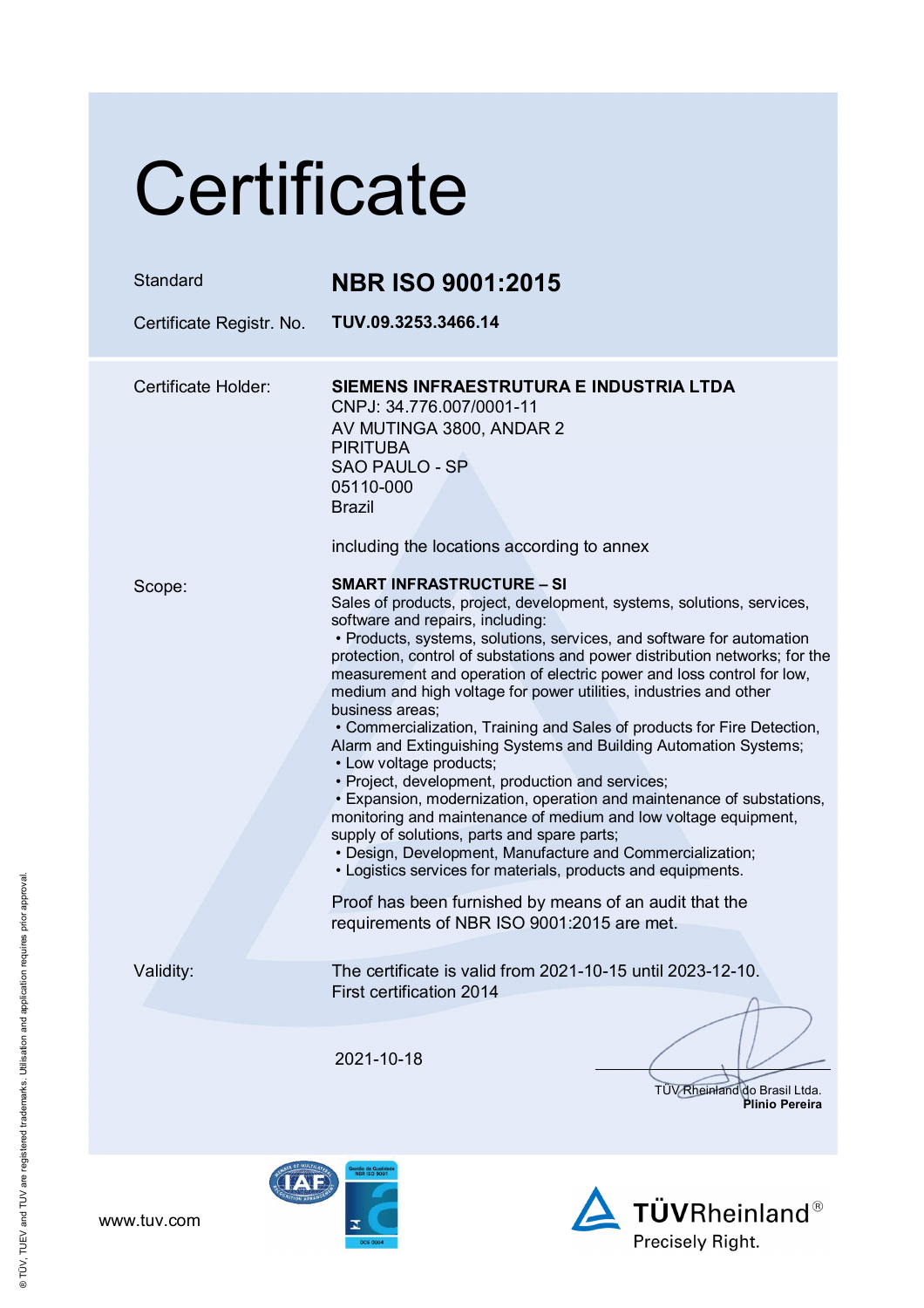# Certificate

| | |
|---|---|
| Standard | **NBR ISO 9001:2015** |
| Certificate Registr. No. | **TUV.09.3253.3466.14** |

**Certificate Holder:**

**SIEMENS INFRAESTRUTURA E INDUSTRIA LTDA**
CNPJ: 34.776.007/0001-11
AV MUTINGA 3800, ANDAR 2
PIRITUBA
SAO PAULO - SP
05110-000
Brazil

including the locations according to annex

**Scope:**

**SMART INFRASTRUCTURE – SI**
Sales of products, project, development, systems, solutions, services, software and repairs, including:

- Products, systems, solutions, services, and software for automation protection, control of substations and power distribution networks; for the measurement and operation of electric power and loss control for low, medium and high voltage for power utilities, industries and other business areas;
- Commercialization, Training and Sales of products for Fire Detection, Alarm and Extinguishing Systems and Building Automation Systems;
- Low voltage products;
- Project, development, production and services;
- Expansion, modernization, operation and maintenance of substations, monitoring and maintenance of medium and low voltage equipment, supply of solutions, parts and spare parts;
- Design, Development, Manufacture and Commercialization;
- Logistics services for materials, products and equipments.

Proof has been furnished by means of an audit that the requirements of NBR ISO 9001:2015 are met.

**Validity:**

The certificate is valid from 2021-10-15 until 2023-12-10.
First certification 2014

2021-10-18

TÜV Rheinland do Brasil Ltda.
**Plinio Pereira**

www.tuv.com

TÜVRheinland® Precisely Right.

© TÜV, TUEV and TUV are registered trademarks. Utilisation and application requires prior approval.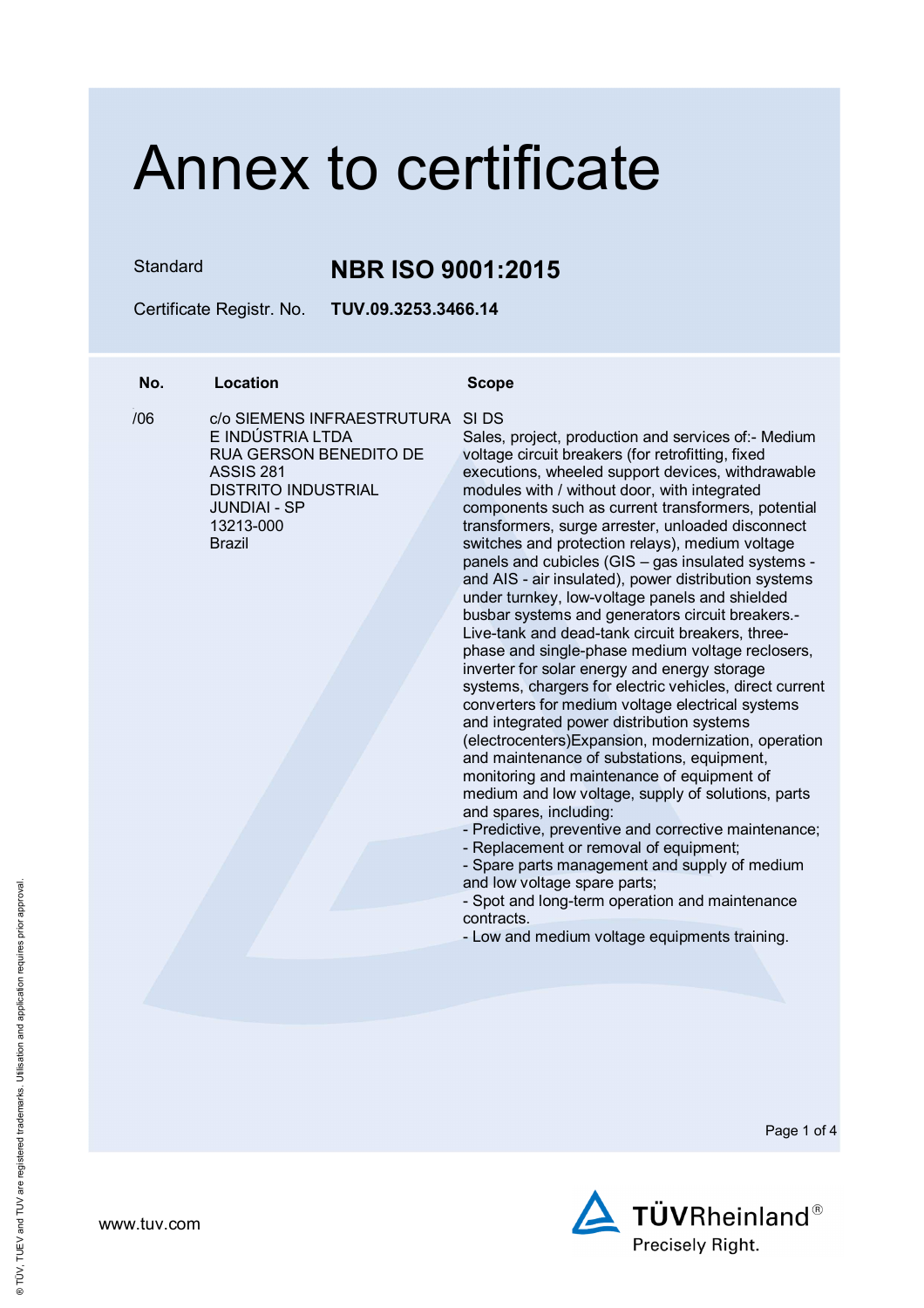# Annex to certificate

Standard **NBR ISO 9001:2015**

Certificate Registr. No. **TUV.09.3253.3466.14**

| No. | Location | Scope |
|---|---|---|
| /06 | c/o SIEMENS INFRAESTRUTURA E INDÚSTRIA LTDA<br>RUA GERSON BENEDITO DE ASSIS 281<br>DISTRITO INDUSTRIAL<br>JUNDIAI - SP<br>13213-000<br>Brazil | SI DS<br>Sales, project, production and services of:- Medium voltage circuit breakers (for retrofitting, fixed executions, wheeled support devices, withdrawable modules with / without door, with integrated components such as current transformers, potential transformers, surge arrester, unloaded disconnect switches and protection relays), medium voltage panels and cubicles (GIS – gas insulated systems - and AIS - air insulated), power distribution systems under turnkey, low-voltage panels and shielded busbar systems and generators circuit breakers.- Live-tank and dead-tank circuit breakers, three-phase and single-phase medium voltage reclosers, inverter for solar energy and energy storage systems, chargers for electric vehicles, direct current converters for medium voltage electrical systems and integrated power distribution systems (electrocenters)Expansion, modernization, operation and maintenance of substations, equipment, monitoring and maintenance of equipment of medium and low voltage, supply of solutions, parts and spares, including:<br>- Predictive, preventive and corrective maintenance;<br>- Replacement or removal of equipment;<br>- Spare parts management and supply of medium and low voltage spare parts;<br>- Spot and long-term operation and maintenance contracts.<br>- Low and medium voltage equipments training. |

www.tuv.com

TÜVRheinland®
Precisely Right.

® TÜV, TUEV and TUV are registered trademarks. Utilisation and application requires prior approval.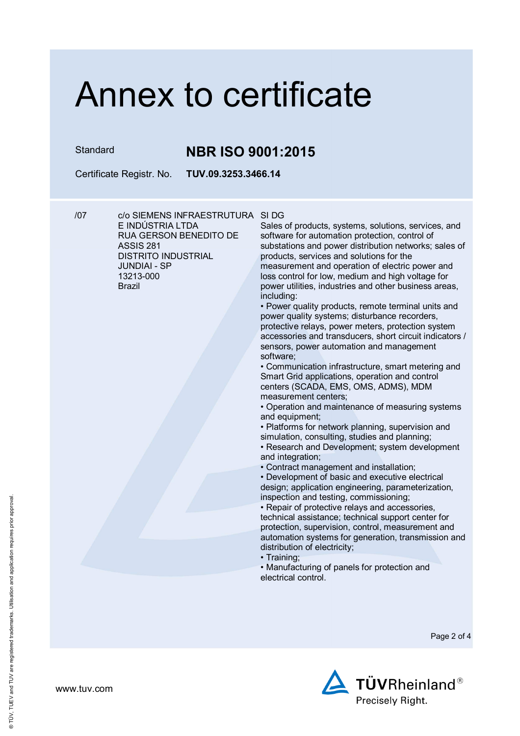# Annex to certificate

| Standard | **NBR ISO 9001:2015** |
|---|---|
| Certificate Registr. No. | **TUV.09.3253.3466.14** |

| | | |
|---|---|---|
| /07 | c/o SIEMENS INFRAESTRUTURA E INDÚSTRIA LTDA<br>RUA GERSON BENEDITO DE ASSIS 281<br>DISTRITO INDUSTRIAL<br>JUNDIAI - SP<br>13213-000<br>Brazil | SI DG<br>Sales of products, systems, solutions, services, and software for automation protection, control of substations and power distribution networks; sales of products, services and solutions for the measurement and operation of electric power and loss control for low, medium and high voltage for power utilities, industries and other business areas, including:<br>• Power quality products, remote terminal units and power quality systems; disturbance recorders, protective relays, power meters, protection system accessories and transducers, short circuit indicators / sensors, power automation and management software;<br>• Communication infrastructure, smart metering and Smart Grid applications, operation and control centers (SCADA, EMS, OMS, ADMS), MDM measurement centers;<br>• Operation and maintenance of measuring systems and equipment;<br>• Platforms for network planning, supervision and simulation, consulting, studies and planning;<br>• Research and Development; system development and integration;<br>• Contract management and installation;<br>• Development of basic and executive electrical design; application engineering, parameterization, inspection and testing, commissioning;<br>• Repair of protective relays and accessories, technical assistance; technical support center for protection, supervision, control, measurement and automation systems for generation, transmission and distribution of electricity;<br>• Training;<br>• Manufacturing of panels for protection and electrical control. |

www.tuv.com

TÜVRheinland®
Precisely Right.

® TÜV, TUEV and TUV are registered trademarks. Utilisation and application requires prior approval.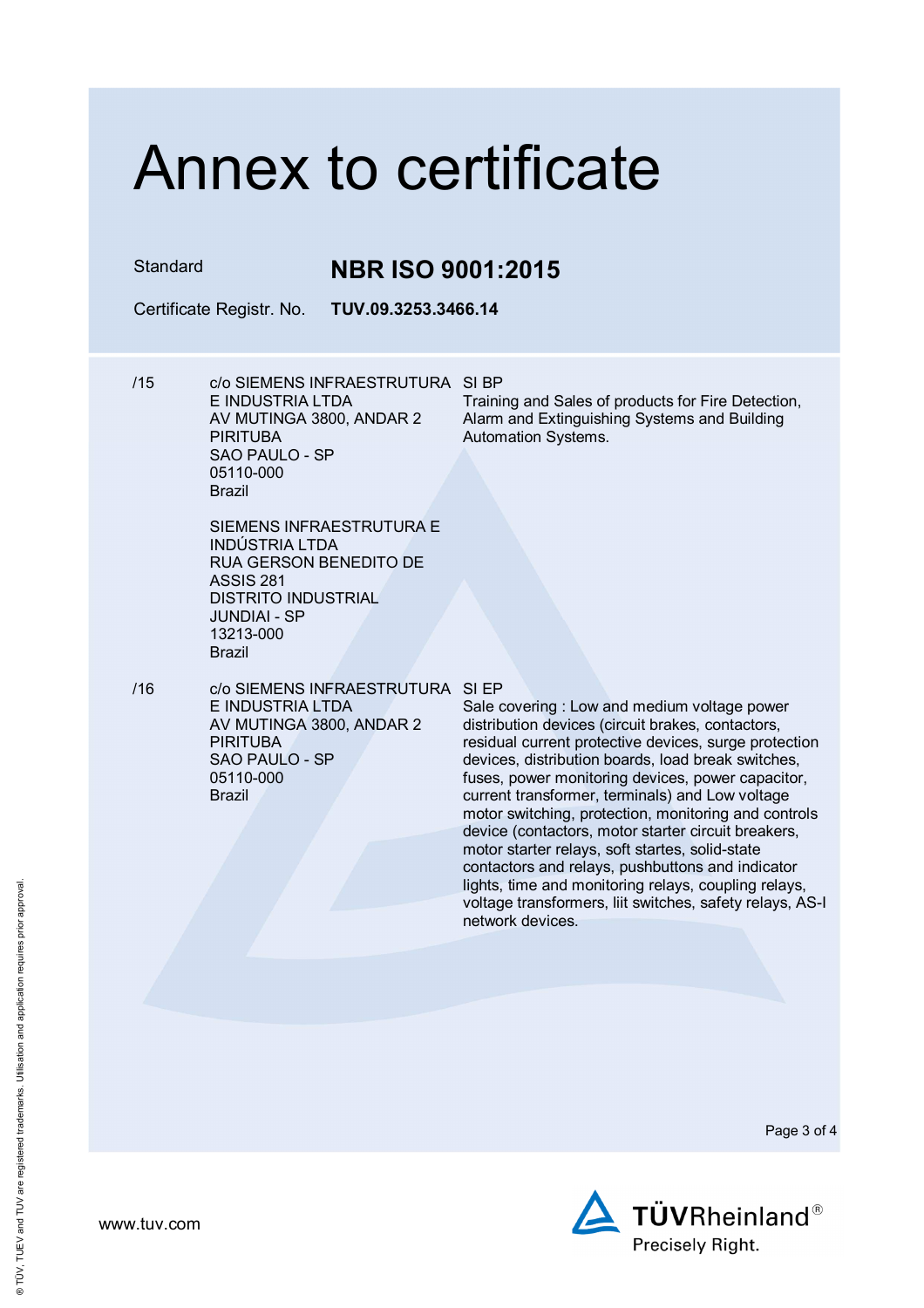# Annex to certificate

Standard **NBR ISO 9001:2015**

Certificate Registr. No. **TUV.09.3253.3466.14**

| | | |
|---|---|---|
| /15 | c/o SIEMENS INFRAESTRUTURA E INDUSTRIA LTDA<br>AV MUTINGA 3800, ANDAR 2<br>PIRITUBA<br>SAO PAULO - SP<br>05110-000<br>Brazil<br><br>SIEMENS INFRAESTRUTURA E INDÚSTRIA LTDA<br>RUA GERSON BENEDITO DE ASSIS 281<br>DISTRITO INDUSTRIAL<br>JUNDIAI - SP<br>13213-000<br>Brazil | SI BP<br>Training and Sales of products for Fire Detection, Alarm and Extinguishing Systems and Building Automation Systems. |
| /16 | c/o SIEMENS INFRAESTRUTURA E INDUSTRIA LTDA<br>AV MUTINGA 3800, ANDAR 2<br>PIRITUBA<br>SAO PAULO - SP<br>05110-000<br>Brazil | SI EP<br>Sale covering : Low and medium voltage power distribution devices (circuit brakes, contactors, residual current protective devices, surge protection devices, distribution boards, load break switches, fuses, power monitoring devices, power capacitor, current transformer, terminals) and Low voltage motor switching, protection, monitoring and controls device (contactors, motor starter circuit breakers, motor starter relays, soft startes, solid-state contactors and relays, pushbuttons and indicator lights, time and monitoring relays, coupling relays, voltage transformers, liit switches, safety relays, AS-I network devices. |

www.tuv.com

TÜVRheinland®
Precisely Right.

® TÜV, TUEV and TUV are registered trademarks. Utilisation and application requires prior approval.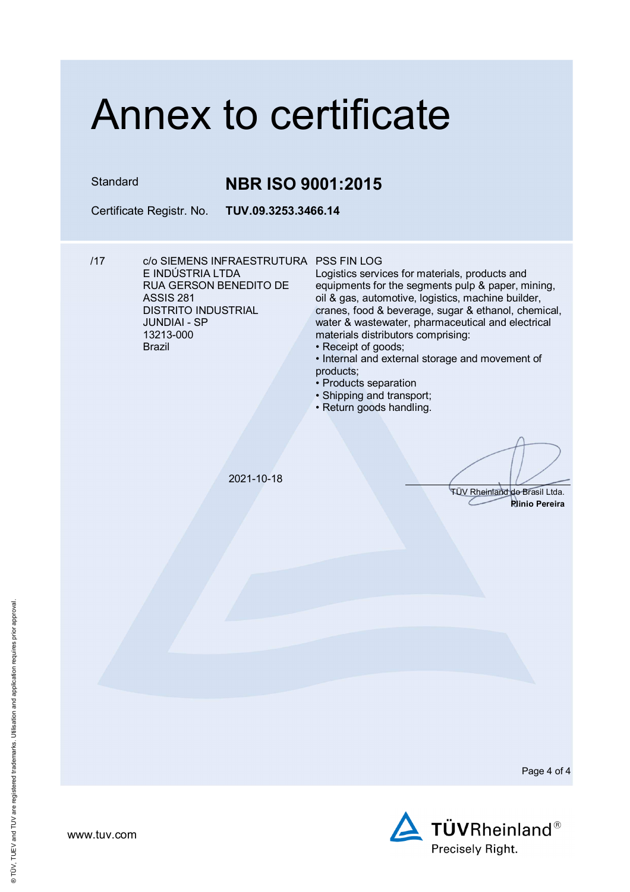# Annex to certificate

Standard **NBR ISO 9001:2015**

Certificate Registr. No. **TUV.09.3253.3466.14**

| | | |
|---|---|---|
| /17 | c/o SIEMENS INFRAESTRUTURA E INDÚSTRIA LTDA<br>RUA GERSON BENEDITO DE ASSIS 281<br>DISTRITO INDUSTRIAL<br>JUNDIAI - SP<br>13213-000<br>Brazil | PSS FIN LOG<br>Logistics services for materials, products and equipments for the segments pulp & paper, mining, oil & gas, automotive, logistics, machine builder, cranes, food & beverage, sugar & ethanol, chemical, water & wastewater, pharmaceutical and electrical materials distributors comprising:<br>• Receipt of goods;<br>• Internal and external storage and movement of products;<br>• Products separation<br>• Shipping and transport;<br>• Return goods handling. |

2021-10-18

TÜV Rheinland do Brasil Ltda.
**Plinio Pereira**

www.tuv.com

TÜVRheinland®
Precisely Right.

® TÜV, TUEV and TUV are registered trademarks. Utilisation and application requires prior approval.